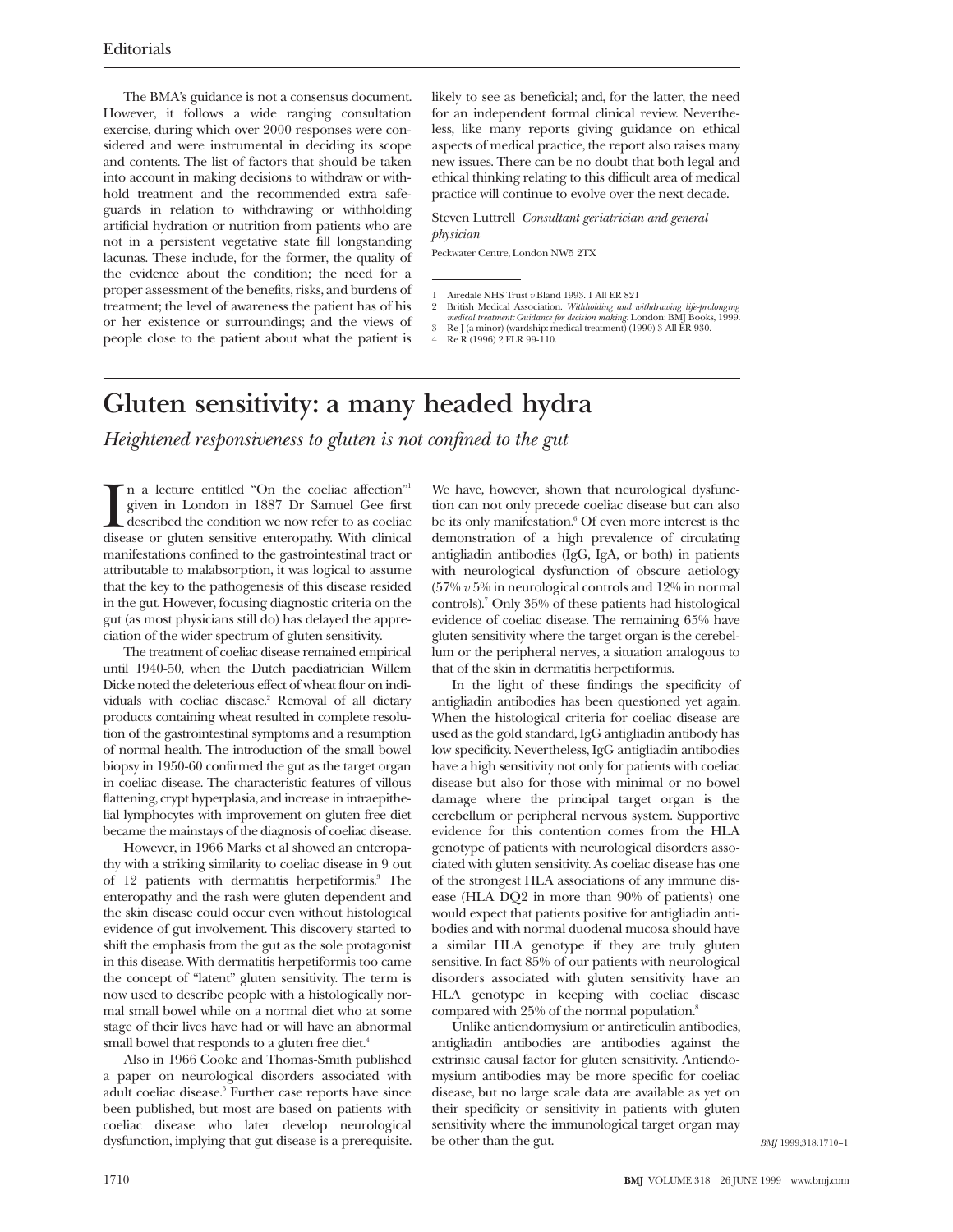The BMA's guidance is not a consensus document. However, it follows a wide ranging consultation exercise, during which over 2000 responses were considered and were instrumental in deciding its scope and contents. The list of factors that should be taken into account in making decisions to withdraw or withhold treatment and the recommended extra safeguards in relation to withdrawing or withholding artificial hydration or nutrition from patients who are not in a persistent vegetative state fill longstanding lacunas. These include, for the former, the quality of the evidence about the condition; the need for a proper assessment of the benefits, risks, and burdens of treatment; the level of awareness the patient has of his or her existence or surroundings; and the views of people close to the patient about what the patient is likely to see as beneficial; and, for the latter, the need for an independent formal clinical review. Nevertheless, like many reports giving guidance on ethical aspects of medical practice, the report also raises many new issues. There can be no doubt that both legal and ethical thinking relating to this difficult area of medical practice will continue to evolve over the next decade.

Steven Luttrell *Consultant geriatrician and general physician*

Peckwater Centre, London NW5 2TX

1 Airedale NHS Trust *v* Bland 1993. 1 All ER 821
2 British Medical Association. *Withholding and withdrawing life-prolonging medical treatment: Guidance for decision making.* London: BMJ Books, 1999.
3 Re J (a minor) (wardship: medical treatment) (1990) 3 All ER 930.
4 Re R (1996) 2 FLR 99-110.

# Gluten sensitivity: a many headed hydra

*Heightened responsiveness to gluten is not confined to the gut*

In a lecture entitled "On the coeliac affection"[1] given in London in 1887 Dr Samuel Gee first described the condition we now refer to as coeliac disease or gluten sensitive enteropathy. With clinical manifestations confined to the gastrointestinal tract or attributable to malabsorption, it was logical to assume that the key to the pathogenesis of this disease resided in the gut. However, focusing diagnostic criteria on the gut (as most physicians still do) has delayed the appreciation of the wider spectrum of gluten sensitivity.

The treatment of coeliac disease remained empirical until 1940-50, when the Dutch paediatrician Willem Dicke noted the deleterious effect of wheat flour on individuals with coeliac disease.[2] Removal of all dietary products containing wheat resulted in complete resolution of the gastrointestinal symptoms and a resumption of normal health. The introduction of the small bowel biopsy in 1950-60 confirmed the gut as the target organ in coeliac disease. The characteristic features of villous flattening, crypt hyperplasia, and increase in intraepithelial lymphocytes with improvement on gluten free diet became the mainstays of the diagnosis of coeliac disease.

However, in 1966 Marks et al showed an enteropathy with a striking similarity to coeliac disease in 9 out of 12 patients with dermatitis herpetiformis.[3] The enteropathy and the rash were gluten dependent and the skin disease could occur even without histological evidence of gut involvement. This discovery started to shift the emphasis from the gut as the sole protagonist in this disease. With dermatitis herpetiformis too came the concept of "latent" gluten sensitivity. The term is now used to describe people with a histologically normal small bowel while on a normal diet who at some stage of their lives have had or will have an abnormal small bowel that responds to a gluten free diet.[4]

Also in 1966 Cooke and Thomas-Smith published a paper on neurological disorders associated with adult coeliac disease.[5] Further case reports have since been published, but most are based on patients with coeliac disease who later develop neurological dysfunction, implying that gut disease is a prerequisite. We have, however, shown that neurological dysfunction can not only precede coeliac disease but can also be its only manifestation.[6] Of even more interest is the demonstration of a high prevalence of circulating antigliadin antibodies (IgG, IgA, or both) in patients with neurological dysfunction of obscure aetiology (57% *v* 5% in neurological controls and 12% in normal controls).[7] Only 35% of these patients had histological evidence of coeliac disease. The remaining 65% have gluten sensitivity where the target organ is the cerebellum or the peripheral nerves, a situation analogous to that of the skin in dermatitis herpetiformis.

In the light of these findings the specificity of antigliadin antibodies has been questioned yet again. When the histological criteria for coeliac disease are used as the gold standard, IgG antigliadin antibody has low specificity. Nevertheless, IgG antigliadin antibodies have a high sensitivity not only for patients with coeliac disease but also for those with minimal or no bowel damage where the principal target organ is the cerebellum or peripheral nervous system. Supportive evidence for this contention comes from the HLA genotype of patients with neurological disorders associated with gluten sensitivity. As coeliac disease has one of the strongest HLA associations of any immune disease (HLA DQ2 in more than 90% of patients) one would expect that patients positive for antigliadin antibodies and with normal duodenal mucosa should have a similar HLA genotype if they are truly gluten sensitive. In fact 85% of our patients with neurological disorders associated with gluten sensitivity have an HLA genotype in keeping with coeliac disease compared with 25% of the normal population.[8]

Unlike antiendomysium or antireticulin antibodies, antigliadin antibodies are antibodies against the extrinsic causal factor for gluten sensitivity. Antiendomysium antibodies may be more specific for coeliac disease, but no large scale data are available as yet on their specificity or sensitivity in patients with gluten sensitivity where the immunological target organ may be other than the gut.

*BMJ* 1999;318:1710–1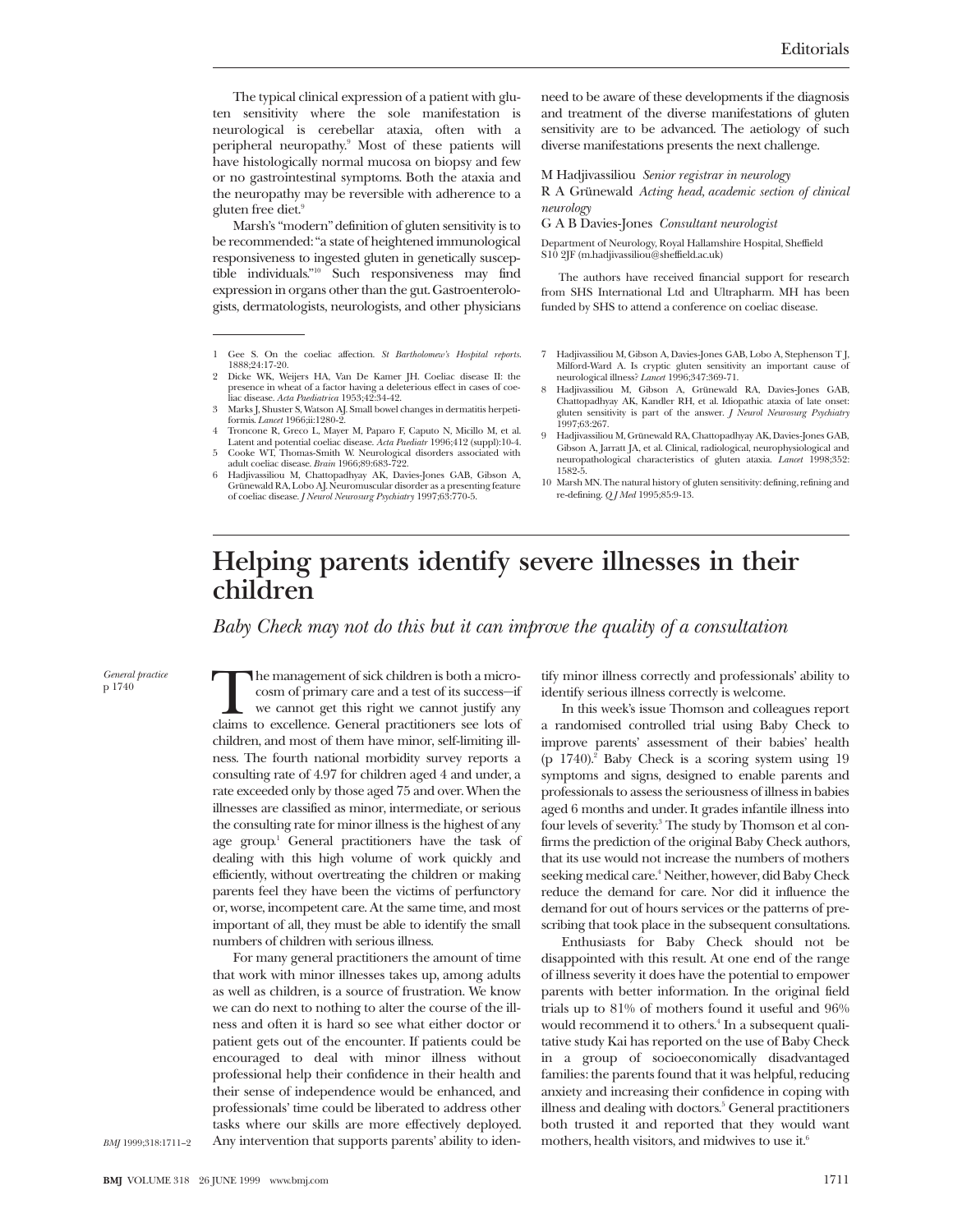The typical clinical expression of a patient with gluten sensitivity where the sole manifestation is neurological is cerebellar ataxia, often with a peripheral neuropathy.[9] Most of these patients will have histologically normal mucosa on biopsy and few or no gastrointestinal symptoms. Both the ataxia and the neuropathy may be reversible with adherence to a gluten free diet.[9]

Marsh's "modern" definition of gluten sensitivity is to be recommended: "a state of heightened immunological responsiveness to ingested gluten in genetically susceptible individuals."[10] Such responsiveness may find expression in organs other than the gut. Gastroenterologists, dermatologists, neurologists, and other physicians need to be aware of these developments if the diagnosis and treatment of the diverse manifestations of gluten sensitivity are to be advanced. The aetiology of such diverse manifestations presents the next challenge.

M Hadjivassiliou *Senior registrar in neurology*
R A Grünewald *Acting head, academic section of clinical neurology*
G A B Davies-Jones *Consultant neurologist*

Department of Neurology, Royal Hallamshire Hospital, Sheffield S10 2JF (m.hadjivassiliou@sheffield.ac.uk)

The authors have received financial support for research from SHS International Ltd and Ultrapharm. MH has been funded by SHS to attend a conference on coeliac disease.

1. Gee S. On the coeliac affection. *St Bartholomew's Hospital reports.* 1888;24:17-20.
2. Dicke WK, Weijers HA, Van De Kamer JH. Coeliac disease II: the presence in wheat of a factor having a deleterious effect in cases of coeliac disease. *Acta Paediatrica* 1953;42:34-42.
3. Marks J, Shuster S, Watson AJ. Small bowel changes in dermatitis herpetiformis. *Lancet* 1966;ii:1280-2.
4. Troncone R, Greco L, Mayer M, Paparo F, Caputo N, Micillo M, et al. Latent and potential coeliac disease. *Acta Paediatr* 1996;412 (suppl):10-4.
5. Cooke WT, Thomas-Smith W. Neurological disorders associated with adult coeliac disease. *Brain* 1966;89:683-722.
6. Hadjivassiliou M, Chattopadhyay AK, Davies-Jones GAB, Gibson A, Grünewald RA, Lobo AJ. Neuromuscular disorder as a presenting feature of coeliac disease. *J Neurol Neurosurg Psychiatry* 1997;63:770-5.
7. Hadjivassiliou M, Gibson A, Davies-Jones GAB, Lobo A, Stephenson T J, Milford-Ward A. Is cryptic gluten sensitivity an important cause of neurological illness? *Lancet* 1996;347:369-71.
8. Hadjivassiliou M, Gibson A, Grünewald RA, Davies-Jones GAB, Chattopadhyay AK, Kandler RH, et al. Idiopathic ataxia of late onset: gluten sensitivity is part of the answer. *J Neurol Neurosurg Psychiatry* 1997;63:267.
9. Hadjivassiliou M, Grünewald RA, Chattopadhyay AK, Davies-Jones GAB, Gibson A, Jarratt JA, et al. Clinical, radiological, neurophysiological and neuropathological characteristics of gluten ataxia. *Lancet* 1998;352: 1582-5.
10. Marsh MN. The natural history of gluten sensitivity: defining, refining and re-defining. *Q J Med* 1995;85:9-13.

# Helping parents identify severe illnesses in their children

*Baby Check may not do this but it can improve the quality of a consultation*

*General practice* p 1740

The management of sick children is both a microcosm of primary care and a test of its success—if we cannot get this right we cannot justify any claims to excellence. General practitioners see lots of children, and most of them have minor, self-limiting illness. The fourth national morbidity survey reports a consulting rate of 4.97 for children aged 4 and under, a rate exceeded only by those aged 75 and over. When the illnesses are classified as minor, intermediate, or serious the consulting rate for minor illness is the highest of any age group.[1] General practitioners have the task of dealing with this high volume of work quickly and efficiently, without overtreating the children or making parents feel they have been the victims of perfunctory or, worse, incompetent care. At the same time, and most important of all, they must be able to identify the small numbers of children with serious illness.

For many general practitioners the amount of time that work with minor illnesses takes up, among adults as well as children, is a source of frustration. We know we can do next to nothing to alter the course of the illness and often it is hard so see what either doctor or patient gets out of the encounter. If patients could be encouraged to deal with minor illness without professional help their confidence in their health and their sense of independence would be enhanced, and professionals' time could be liberated to address other tasks where our skills are more effectively deployed. Any intervention that supports parents' ability to identify minor illness correctly and professionals' ability to identify serious illness correctly is welcome.

In this week's issue Thomson and colleagues report a randomised controlled trial using Baby Check to improve parents' assessment of their babies' health (p 1740).[2] Baby Check is a scoring system using 19 symptoms and signs, designed to enable parents and professionals to assess the seriousness of illness in babies aged 6 months and under. It grades infantile illness into four levels of severity.[3] The study by Thomson et al confirms the prediction of the original Baby Check authors, that its use would not increase the numbers of mothers seeking medical care.[4] Neither, however, did Baby Check reduce the demand for care. Nor did it influence the demand for out of hours services or the patterns of prescribing that took place in the subsequent consultations.

Enthusiasts for Baby Check should not be disappointed with this result. At one end of the range of illness severity it does have the potential to empower parents with better information. In the original field trials up to 81% of mothers found it useful and 96% would recommend it to others.[4] In a subsequent qualitative study Kai has reported on the use of Baby Check in a group of socioeconomically disadvantaged families: the parents found that it was helpful, reducing anxiety and increasing their confidence in coping with illness and dealing with doctors.[5] General practitioners both trusted it and reported that they would want mothers, health visitors, and midwives to use it.[6]